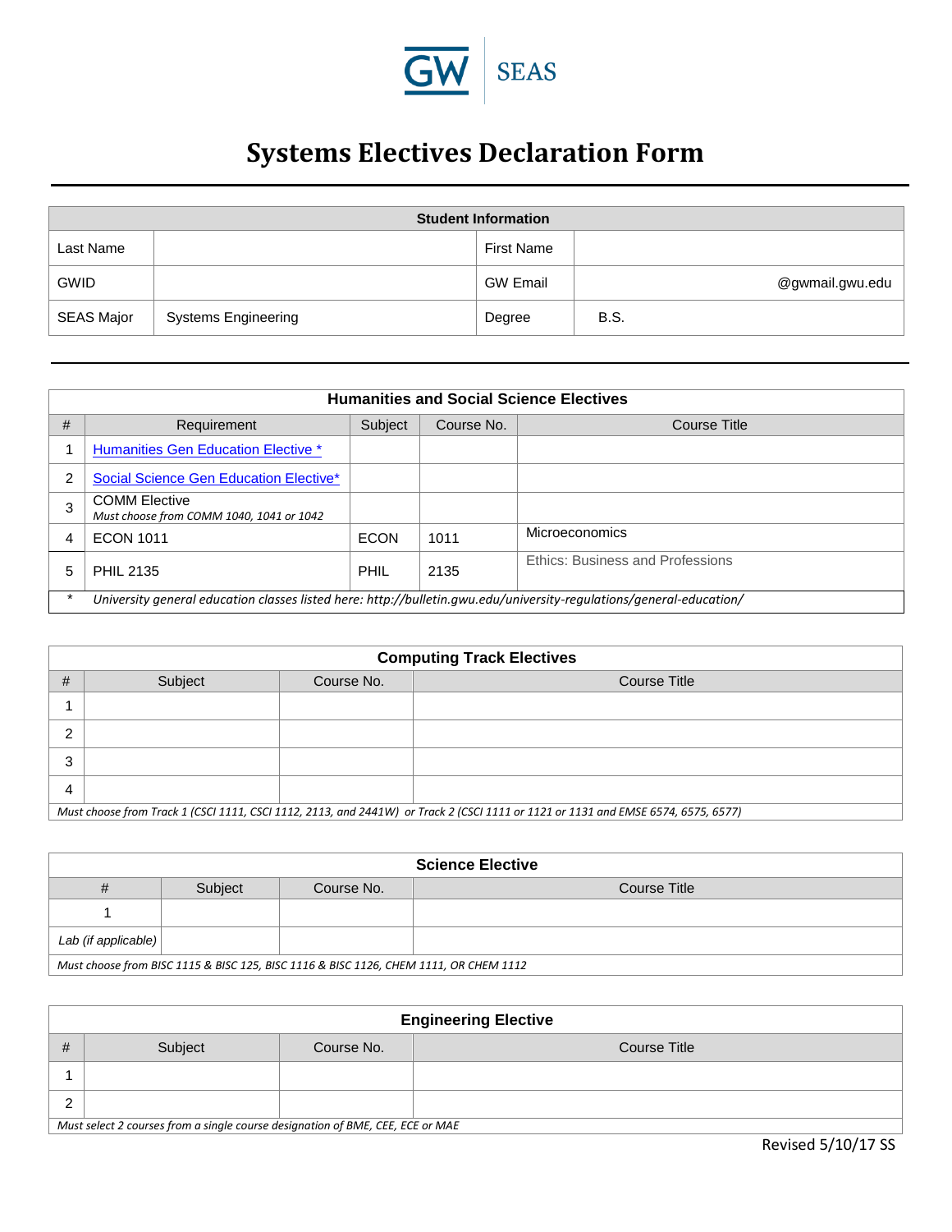GW | SEAS

# Systems Electives Declaration Form

| Student Information | | | |
|---|---|---|---|
| Last Name | | First Name | |
| GWID | | GW Email | @gwmail.gwu.edu |
| SEAS Major | Systems Engineering | Degree | B.S. |

| Humanities and Social Science Electives | | | | |
|---|---|---|---|---|
| # | Requirement | Subject | Course No. | Course Title |
| 1 | Humanities Gen Education Elective * | | | |
| 2 | Social Science Gen Education Elective* | | | |
| 3 | COMM Elective<br>*Must choose from COMM 1040, 1041 or 1042* | | | |
| 4 | ECON 1011 | ECON | 1011 | Microeconomics |
| 5 | PHIL 2135 | PHIL | 2135 | Ethics: Business and Professions |
| * | *University general education classes listed here: http://bulletin.gwu.edu/university-regulations/general-education/* | | | |

| Computing Track Electives | | | |
|---|---|---|---|
| # | Subject | Course No. | Course Title |
| 1 | | | |
| 2 | | | |
| 3 | | | |
| 4 | | | |
| *Must choose from Track 1 (CSCI 1111, CSCI 1112, 2113, and 2441W) or Track 2 (CSCI 1111 or 1121 or 1131 and EMSE 6574, 6575, 6577)* | | | |

| Science Elective | | | |
|---|---|---|---|
| # | Subject | Course No. | Course Title |
| 1 | | | |
| *Lab (if applicable)* | | | |
| *Must choose from BISC 1115 & BISC 125, BISC 1116 & BISC 1126, CHEM 1111, OR CHEM 1112* | | | |

| Engineering Elective | | | |
|---|---|---|---|
| # | Subject | Course No. | Course Title |
| 1 | | | |
| 2 | | | |
| *Must select 2 courses from a single course designation of BME, CEE, ECE or MAE* | | | |

Revised 5/10/17 SS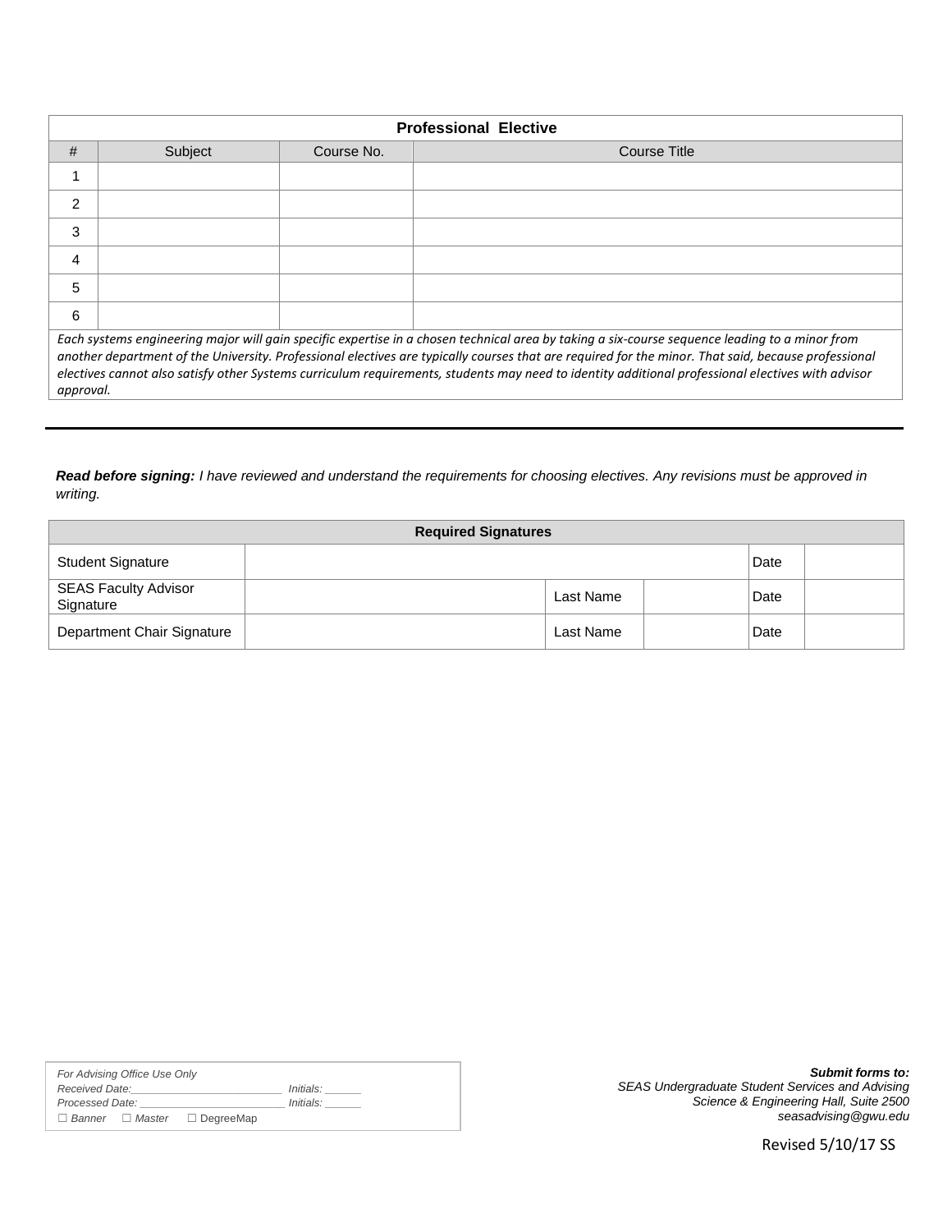| Professional Elective | | | |
|---|---|---|---|
| # | Subject | Course No. | Course Title |
| 1 | | | |
| 2 | | | |
| 3 | | | |
| 4 | | | |
| 5 | | | |
| 6 | | | |

*Each systems engineering major will gain specific expertise in a chosen technical area by taking a six-course sequence leading to a minor from another department of the University. Professional electives are typically courses that are required for the minor. That said, because professional electives cannot also satisfy other Systems curriculum requirements, students may need to identity additional professional electives with advisor approval.*

---

***Read before signing:*** *I have reviewed and understand the requirements for choosing electives. Any revisions must be approved in writing.*

| Required Signatures | | | | | |
|---|---|---|---|---|---|
| Student Signature | | | | Date | |
| SEAS Faculty Advisor Signature | | Last Name | | Date | |
| Department Chair Signature | | Last Name | | Date | |

*For Advising Office Use Only*
*Received Date:*________________________ *Initials:* ______
*Processed Date:* ________________________ *Initials:* ______
☐ *Banner* ☐ *Master* ☐ DegreeMap

***Submit forms to:***
*SEAS Undergraduate Student Services and Advising*
*Science & Engineering Hall, Suite 2500*
*seasadvising@gwu.edu*

Revised 5/10/17 SS